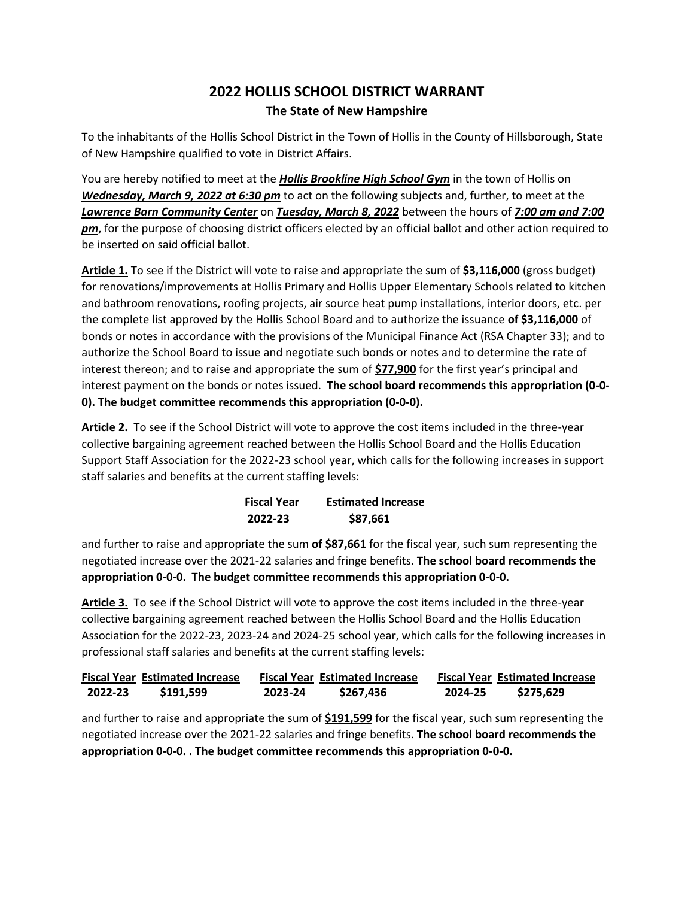# 2022 HOLLIS SCHOOL DISTRICT WARRANT

## The State of New Hampshire

To the inhabitants of the Hollis School District in the Town of Hollis in the County of Hillsborough, State of New Hampshire qualified to vote in District Affairs.

You are hereby notified to meet at the ***Hollis Brookline High School Gym*** in the town of Hollis on ***Wednesday, March 9, 2022 at 6:30 pm*** to act on the following subjects and, further, to meet at the ***Lawrence Barn Community Center*** on ***Tuesday, March 8, 2022*** between the hours of ***7:00 am and 7:00 pm***, for the purpose of choosing district officers elected by an official ballot and other action required to be inserted on said official ballot.

**Article 1.** To see if the District will vote to raise and appropriate the sum of **$3,116,000** (gross budget) for renovations/improvements at Hollis Primary and Hollis Upper Elementary Schools related to kitchen and bathroom renovations, roofing projects, air source heat pump installations, interior doors, etc. per the complete list approved by the Hollis School Board and to authorize the issuance **of $3,116,000** of bonds or notes in accordance with the provisions of the Municipal Finance Act (RSA Chapter 33); and to authorize the School Board to issue and negotiate such bonds or notes and to determine the rate of interest thereon; and to raise and appropriate the sum of **$77,900** for the first year's principal and interest payment on the bonds or notes issued. **The school board recommends this appropriation (0-0-0). The budget committee recommends this appropriation (0-0-0).**

**Article 2.** To see if the School District will vote to approve the cost items included in the three-year collective bargaining agreement reached between the Hollis School Board and the Hollis Education Support Staff Association for the 2022-23 school year, which calls for the following increases in support staff salaries and benefits at the current staffing levels:

| Fiscal Year | Estimated Increase |
|---|---|
| 2022-23 | $87,661 |

and further to raise and appropriate the sum **of $87,661** for the fiscal year, such sum representing the negotiated increase over the 2021-22 salaries and fringe benefits. **The school board recommends the appropriation 0-0-0. The budget committee recommends this appropriation 0-0-0.**

**Article 3.** To see if the School District will vote to approve the cost items included in the three-year collective bargaining agreement reached between the Hollis School Board and the Hollis Education Association for the 2022-23, 2023-24 and 2024-25 school year, which calls for the following increases in professional staff salaries and benefits at the current staffing levels:

| Fiscal Year | Estimated Increase | Fiscal Year | Estimated Increase | Fiscal Year | Estimated Increase |
|---|---|---|---|---|---|
| 2022-23 | $191,599 | 2023-24 | $267,436 | 2024-25 | $275,629 |

and further to raise and appropriate the sum of **$191,599** for the fiscal year, such sum representing the negotiated increase over the 2021-22 salaries and fringe benefits. **The school board recommends the appropriation 0-0-0. . The budget committee recommends this appropriation 0-0-0.**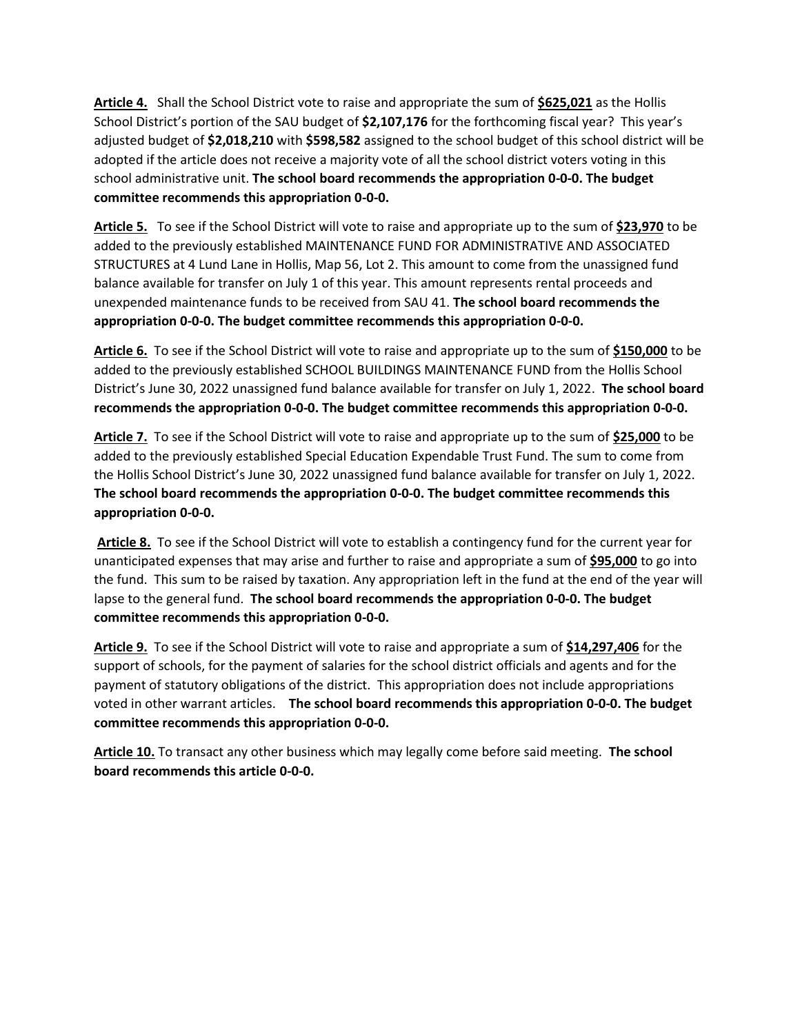**Article 4.** Shall the School District vote to raise and appropriate the sum of **$625,021** as the Hollis School District's portion of the SAU budget of **$2,107,176** for the forthcoming fiscal year? This year's adjusted budget of **$2,018,210** with **$598,582** assigned to the school budget of this school district will be adopted if the article does not receive a majority vote of all the school district voters voting in this school administrative unit. **The school board recommends the appropriation 0-0-0. The budget committee recommends this appropriation 0-0-0.**

**Article 5.** To see if the School District will vote to raise and appropriate up to the sum of **$23,970** to be added to the previously established MAINTENANCE FUND FOR ADMINISTRATIVE AND ASSOCIATED STRUCTURES at 4 Lund Lane in Hollis, Map 56, Lot 2. This amount to come from the unassigned fund balance available for transfer on July 1 of this year. This amount represents rental proceeds and unexpended maintenance funds to be received from SAU 41. **The school board recommends the appropriation 0-0-0. The budget committee recommends this appropriation 0-0-0.**

**Article 6.** To see if the School District will vote to raise and appropriate up to the sum of **$150,000** to be added to the previously established SCHOOL BUILDINGS MAINTENANCE FUND from the Hollis School District's June 30, 2022 unassigned fund balance available for transfer on July 1, 2022. **The school board recommends the appropriation 0-0-0. The budget committee recommends this appropriation 0-0-0.**

**Article 7.** To see if the School District will vote to raise and appropriate up to the sum of **$25,000** to be added to the previously established Special Education Expendable Trust Fund. The sum to come from the Hollis School District's June 30, 2022 unassigned fund balance available for transfer on July 1, 2022. **The school board recommends the appropriation 0-0-0. The budget committee recommends this appropriation 0-0-0.**

**Article 8.** To see if the School District will vote to establish a contingency fund for the current year for unanticipated expenses that may arise and further to raise and appropriate a sum of **$95,000** to go into the fund. This sum to be raised by taxation. Any appropriation left in the fund at the end of the year will lapse to the general fund. **The school board recommends the appropriation 0-0-0. The budget committee recommends this appropriation 0-0-0.**

**Article 9.** To see if the School District will vote to raise and appropriate a sum of **$14,297,406** for the support of schools, for the payment of salaries for the school district officials and agents and for the payment of statutory obligations of the district. This appropriation does not include appropriations voted in other warrant articles. **The school board recommends this appropriation 0-0-0. The budget committee recommends this appropriation 0-0-0.**

**Article 10.** To transact any other business which may legally come before said meeting. **The school board recommends this article 0-0-0.**